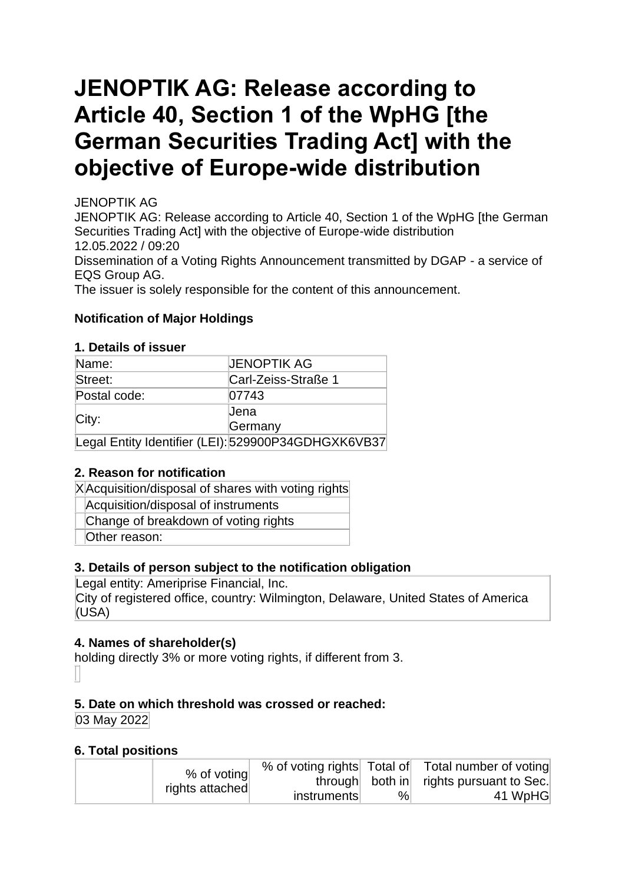# JENOPTIK AG: Release according to Article 40, Section 1 of the WpHG [the German Securities Trading Act] with the objective of Europe-wide distribution

JENOPTIK AG
JENOPTIK AG: Release according to Article 40, Section 1 of the WpHG [the German Securities Trading Act] with the objective of Europe-wide distribution
12.05.2022 / 09:20
Dissemination of a Voting Rights Announcement transmitted by DGAP - a service of EQS Group AG.
The issuer is solely responsible for the content of this announcement.

**Notification of Major Holdings**

### 1. Details of issuer

| | |
|---|---|
| Name: | JENOPTIK AG |
| Street: | Carl-Zeiss-Straße 1 |
| Postal code: | 07743 |
| City: | Jena<br>Germany |
| Legal Entity Identifier (LEI): | 529900P34GDHGXK6VB37 |

### 2. Reason for notification

| | |
|---|---|
| X | Acquisition/disposal of shares with voting rights |
| | Acquisition/disposal of instruments |
| | Change of breakdown of voting rights |
| | Other reason: |

### 3. Details of person subject to the notification obligation

Legal entity: Ameriprise Financial, Inc.
City of registered office, country: Wilmington, Delaware, United States of America (USA)

### 4. Names of shareholder(s)

holding directly 3% or more voting rights, if different from 3.

### 5. Date on which threshold was crossed or reached:

03 May 2022

### 6. Total positions

| | % of voting rights attached | % of voting rights through instruments | Total of both in % | Total number of voting rights pursuant to Sec. 41 WpHG |
|---|---|---|---|---|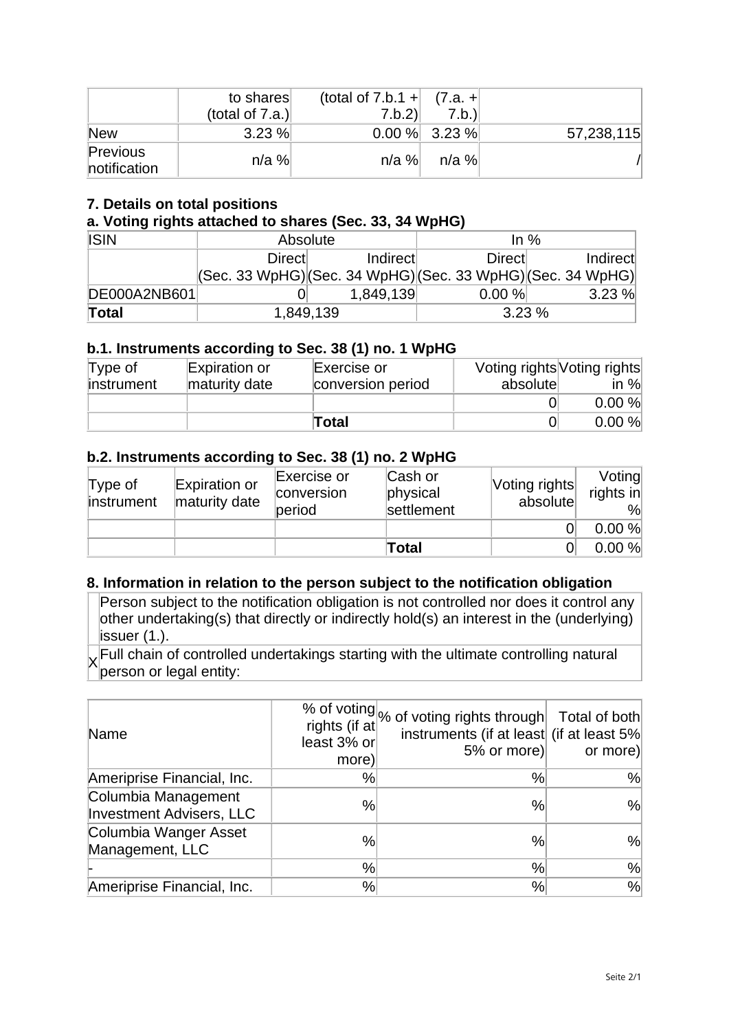| | to shares (total of 7.a.) | (total of 7.b.1 + 7.b.2) | (7.a. + 7.b.) | |
|---|---|---|---|---|
| New | 3.23 % | 0.00 % | 3.23 % | 57,238,115 |
| Previous notification | n/a % | n/a % | n/a % | / |

### 7. Details on total positions

### a. Voting rights attached to shares (Sec. 33, 34 WpHG)

| ISIN | Absolute | | In % | |
|---|---|---|---|---|
| | Direct (Sec. 33 WpHG) | Indirect (Sec. 34 WpHG) | Direct (Sec. 33 WpHG) | Indirect (Sec. 34 WpHG) |
| DE000A2NB601 | 0 | 1,849,139 | 0.00 % | 3.23 % |
| **Total** | 1,849,139 | | 3.23 % | |

### b.1. Instruments according to Sec. 38 (1) no. 1 WpHG

| Type of instrument | Expiration or maturity date | Exercise or conversion period | Voting rights absolute | Voting rights in % |
|---|---|---|---|---|
| | | | 0 | 0.00 % |
| | | **Total** | 0 | 0.00 % |

### b.2. Instruments according to Sec. 38 (1) no. 2 WpHG

| Type of instrument | Expiration or maturity date | Exercise or conversion period | Cash or physical settlement | Voting rights absolute | Voting rights in % |
|---|---|---|---|---|---|
| | | | | 0 | 0.00 % |
| | | | **Total** | 0 | 0.00 % |

### 8. Information in relation to the person subject to the notification obligation

| | |
|---|---|
| | Person subject to the notification obligation is not controlled nor does it control any other undertaking(s) that directly or indirectly hold(s) an interest in the (underlying) issuer (1.). |
| X | Full chain of controlled undertakings starting with the ultimate controlling natural person or legal entity: |

| Name | % of voting rights (if at least 3% or more) | % of voting rights through instruments (if at least 5% or more) | Total of both (if at least 5% or more) |
|---|---|---|---|
| Ameriprise Financial, Inc. | % | % | % |
| Columbia Management Investment Advisers, LLC | % | % | % |
| Columbia Wanger Asset Management, LLC | % | % | % |
| - | % | % | % |
| Ameriprise Financial, Inc. | % | % | % |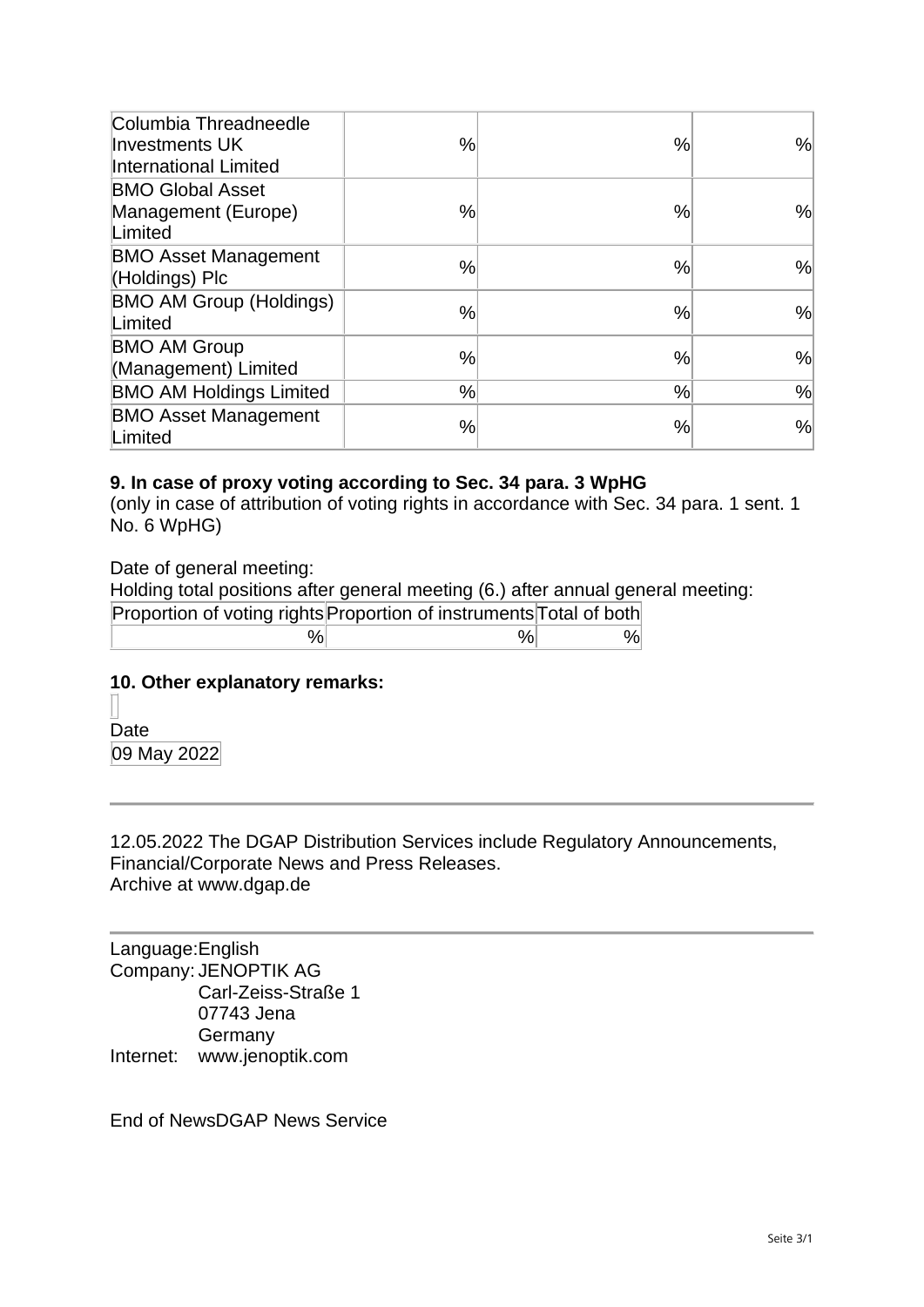| | | | |
|---|---|---|---|
| Columbia Threadneedle Investments UK International Limited | % | % | % |
| BMO Global Asset Management (Europe) Limited | % | % | % |
| BMO Asset Management (Holdings) Plc | % | % | % |
| BMO AM Group (Holdings) Limited | % | % | % |
| BMO AM Group (Management) Limited | % | % | % |
| BMO AM Holdings Limited | % | % | % |
| BMO Asset Management Limited | % | % | % |

**9. In case of proxy voting according to Sec. 34 para. 3 WpHG**
(only in case of attribution of voting rights in accordance with Sec. 34 para. 1 sent. 1 No. 6 WpHG)

Date of general meeting:
Holding total positions after general meeting (6.) after annual general meeting:

| Proportion of voting rights | Proportion of instruments | Total of both |
|---|---|---|
| % | % | % |

**10. Other explanatory remarks:**

| Date |
|---|
| 09 May 2022 |

---

12.05.2022 The DGAP Distribution Services include Regulatory Announcements, Financial/Corporate News and Press Releases.
Archive at www.dgap.de

---

| | |
|---|---|
| Language: | English |
| Company: | JENOPTIK AG |
| | Carl-Zeiss-Straße 1 |
| | 07743 Jena |
| | Germany |
| Internet: | www.jenoptik.com |

End of NewsDGAP News Service